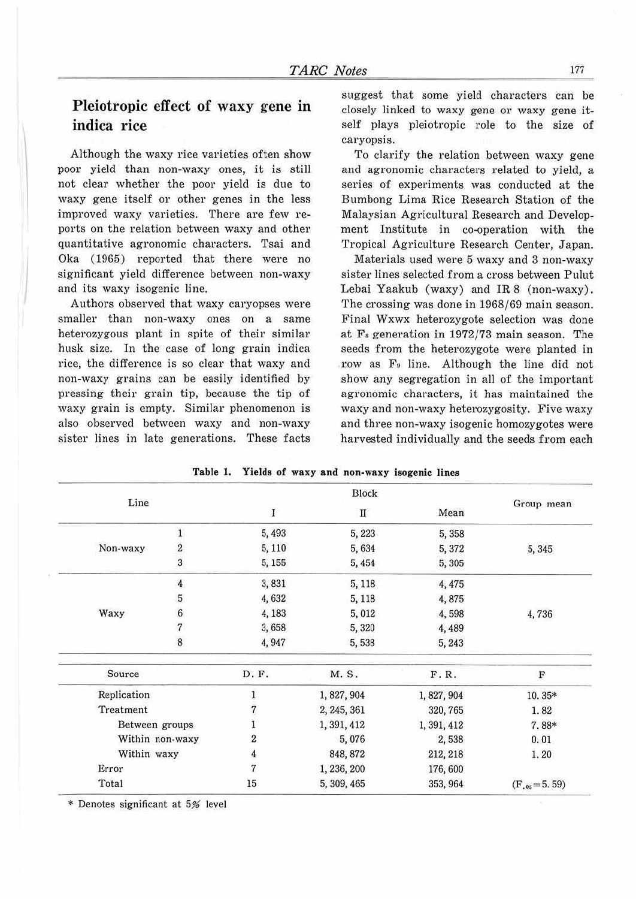## Pleiotropic effect of waxy gene in indica rice

Although the waxy rice varieties often show poor yield than non-waxy ones, it is still not clear whether the poor yield is due to waxy gene itself or other genes in the less improved waxy varieties. There are few reports on the relation between waxy and other quantitative agronomic characters. Tsai and Oka (1965) reported that there were no significant yield difference between non-waxy and its waxy isogenic line.

Authors observed that waxy caryopses were smaller than non-waxy ones on a same heterozygous plant in spite of their similar husk size. In the case of long grain indica rice, the difference is so clear that waxy and non-waxy grains can be easily identified by pressing their grain tip, because the tip of waxy grain is empty. Similar phenomenon is also observed between waxy and non-waxy sister lines in late generations. These facts suggest that some yield characters can be closely linked to waxy gene or waxy gene itself plays pleiotropic role to the size of caryopsis.

To clarify the relation between waxy gene and agronomic characters related to yield, a series of experiments was conducted at the Bumbong Lima Rice Research Station of the Malaysian Agricultural Research and Development Institute in co-operation with the Tropical Agriculture Research Center, Japan.

Materials used were 5 waxy and 3 non-waxy sister lines selected from a cross between Pulut Lebai Yaakub (waxy) and IR 8 (non-waxy). The crossing was done in 1968/69 main season. Final Wxwx heterozygote selection was done at $F_8$ generation in 1972/73 main season. The seeds from the heterozygote were planted in row as $F_9$ line. Although the line did not show any segregation in all of the important agronomic characters, it has maintained the waxy and non-waxy heterozygosity. Five waxy and three non-waxy isogenic homozygotes were harvested individually and the seeds from each

**Table 1. Yields of waxy and non-waxy isogenic lines**

| Line | | Block I | Block II | Mean | Group mean |
|---|---|---|---|---|---|
| Non-waxy | 1 | 5, 493 | 5, 223 | 5, 358 | |
| | 2 | 5, 110 | 5, 634 | 5, 372 | 5, 345 |
| | 3 | 5, 155 | 5, 454 | 5, 305 | |
| Waxy | 4 | 3, 831 | 5, 118 | 4, 475 | |
| | 5 | 4, 632 | 5, 118 | 4, 875 | |
| | 6 | 4, 183 | 5, 012 | 4, 598 | 4, 736 |
| | 7 | 3, 658 | 5, 320 | 4, 489 | |
| | 8 | 4, 947 | 5, 538 | 5, 243 | |

| Source | D. F. | M. S. | F. R. | F |
|---|---|---|---|---|
| Replication | 1 | 1, 827, 904 | 1, 827, 904 | 10. 35* |
| Treatment | 7 | 2, 245, 361 | 320, 765 | 1. 82 |
| Between groups | 1 | 1, 391, 412 | 1, 391, 412 | 7. 88* |
| Within non-waxy | 2 | 5, 076 | 2, 538 | 0. 01 |
| Within waxy | 4 | 848, 872 | 212, 218 | 1. 20 |
| Error | 7 | 1, 236, 200 | 176, 600 | |
| Total | 15 | 5, 309, 465 | 353, 964 | ($F_{.05}$=5. 59) |

\* Denotes significant at 5% level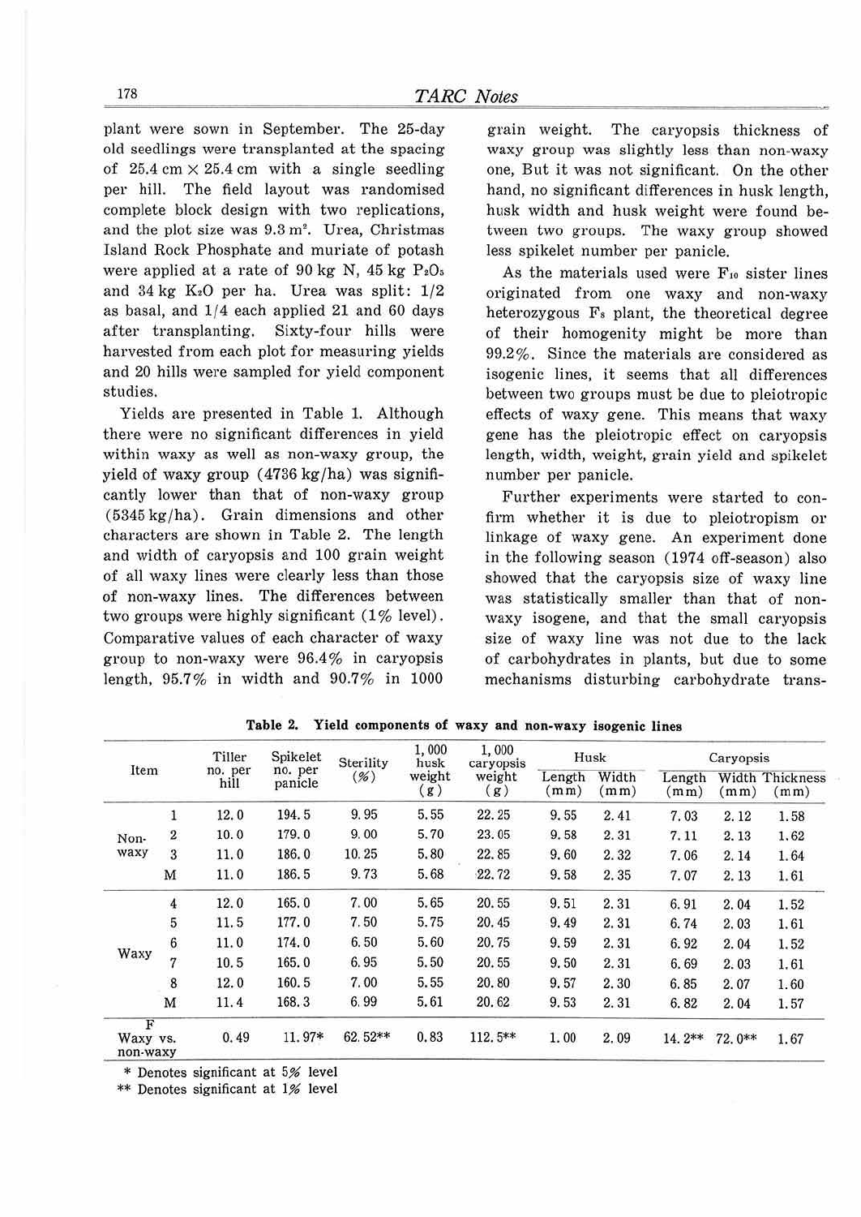plant were sown in September. The 25-day old seedlings were transplanted at the spacing of 25.4 cm × 25.4 cm with a single seedling per hill. The field layout was randomised complete block design with two replications, and the plot size was 9.3 m². Urea, Christmas Island Rock Phosphate and muriate of potash were applied at a rate of 90 kg N, 45 kg $P_2O_5$ and 34 kg $K_2O$ per ha. Urea was split: 1/2 as basal, and 1/4 each applied 21 and 60 days after transplanting. Sixty-four hills were harvested from each plot for measuring yields and 20 hills were sampled for yield component studies.

Yields are presented in Table 1. Although there were no significant differences in yield within waxy as well as non-waxy group, the yield of waxy group (4736 kg/ha) was significantly lower than that of non-waxy group (5345 kg/ha). Grain dimensions and other characters are shown in Table 2. The length and width of caryopsis and 100 grain weight of all waxy lines were clearly less than those of non-waxy lines. The differences between two groups were highly significant (1% level). Comparative values of each character of waxy group to non-waxy were 96.4% in caryopsis length, 95.7% in width and 90.7% in 1000 grain weight. The caryopsis thickness of waxy group was slightly less than non-waxy one, But it was not significant. On the other hand, no significant differences in husk length, husk width and husk weight were found between two groups. The waxy group showed less spikelet number per panicle.

As the materials used were $F_{10}$ sister lines originated from one waxy and non-waxy heterozygous $F_8$ plant, the theoretical degree of their homogenity might be more than 99.2%. Since the materials are considered as isogenic lines, it seems that all differences between two groups must be due to pleiotropic effects of waxy gene. This means that waxy gene has the pleiotropic effect on caryopsis length, width, weight, grain yield and spikelet number per panicle.

Further experiments were started to confirm whether it is due to pleiotropism or linkage of waxy gene. An experiment done in the following season (1974 off-season) also showed that the caryopsis size of waxy line was statistically smaller than that of non-waxy isogene, and that the small caryopsis size of waxy line was not due to the lack of carbohydrates in plants, but due to some mechanisms disturbing carbohydrate trans-

**Table 2. Yield components of waxy and non-waxy isogenic lines**

| Item | | Tiller no. per hill | Spikelet no. per panicle | Sterility (%) | 1,000 husk weight (g) | 1,000 caryopsis weight (g) | Husk | | Caryopsis | | |
|---|---|---|---|---|---|---|---|---|---|---|---|
| | | | | | | | Length (mm) | Width (mm) | Length (mm) | Width (mm) | Thickness (mm) |
| Non-waxy | 1 | 12.0 | 194.5 | 9.95 | 5.55 | 22.25 | 9.55 | 2.41 | 7.03 | 2.12 | 1.58 |
| | 2 | 10.0 | 179.0 | 9.00 | 5.70 | 23.05 | 9.58 | 2.31 | 7.11 | 2.13 | 1.62 |
| | 3 | 11.0 | 186.0 | 10.25 | 5.80 | 22.85 | 9.60 | 2.32 | 7.06 | 2.14 | 1.64 |
| | M | 11.0 | 186.5 | 9.73 | 5.68 | 22.72 | 9.58 | 2.35 | 7.07 | 2.13 | 1.61 |
| Waxy | 4 | 12.0 | 165.0 | 7.00 | 5.65 | 20.55 | 9.51 | 2.31 | 6.91 | 2.04 | 1.52 |
| | 5 | 11.5 | 177.0 | 7.50 | 5.75 | 20.45 | 9.49 | 2.31 | 6.74 | 2.03 | 1.61 |
| | 6 | 11.0 | 174.0 | 6.50 | 5.60 | 20.75 | 9.59 | 2.31 | 6.92 | 2.04 | 1.52 |
| | 7 | 10.5 | 165.0 | 6.95 | 5.50 | 20.55 | 9.50 | 2.31 | 6.69 | 2.03 | 1.61 |
| | 8 | 12.0 | 160.5 | 7.00 | 5.55 | 20.80 | 9.57 | 2.30 | 6.85 | 2.07 | 1.60 |
| | M | 11.4 | 168.3 | 6.99 | 5.61 | 20.62 | 9.53 | 2.31 | 6.82 | 2.04 | 1.57 |
| F Waxy vs. non-waxy | | 0.49 | 11.97* | 62.52** | 0.83 | 112.5** | 1.00 | 2.09 | 14.2** | 72.0** | 1.67 |

\* Denotes significant at 5% level

** Denotes significant at 1% level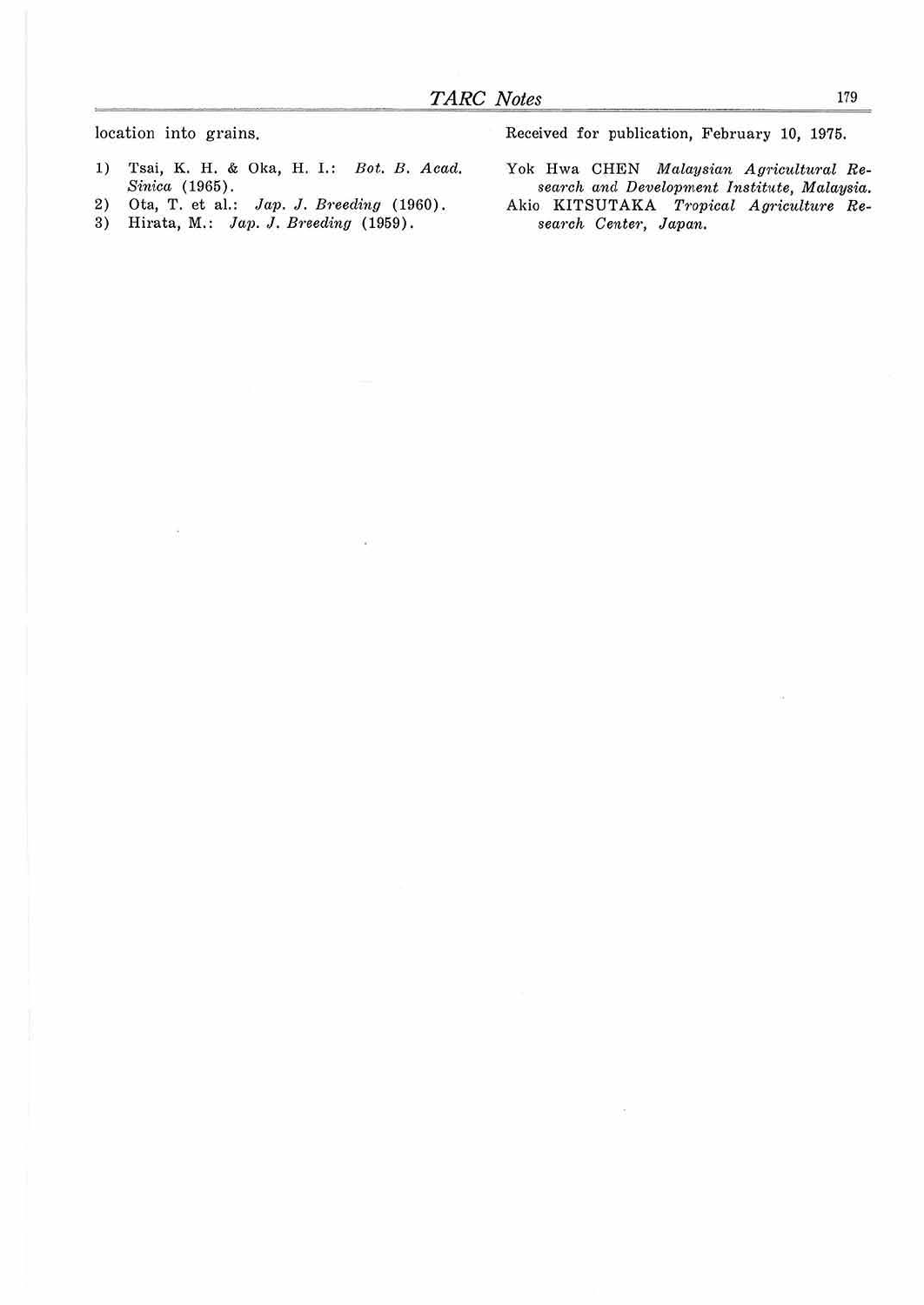location into grains.

1) Tsai, K. H. & Oka, H. I.: *Bot. B. Acad. Sinica* (1965).
2) Ota, T. et al.: *Jap. J. Breeding* (1960).
3) Hirata, M.: *Jap. J. Breeding* (1959).

Received for publication, February 10, 1975.

Yok Hwa CHEN *Malaysian Agricultural Research and Development Institute, Malaysia.*
Akio KITSUTAKA *Tropical Agriculture Research Center, Japan.*